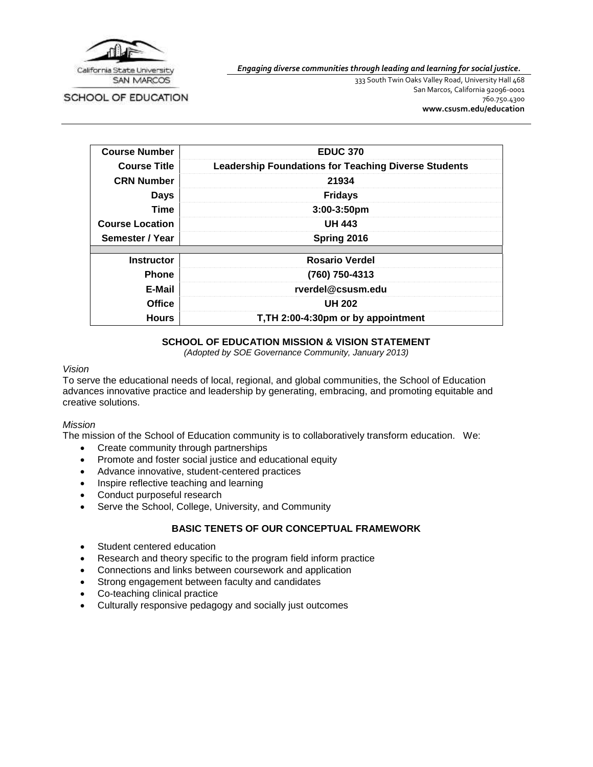California State University SAN MARCOS

SCHOOL OF EDUCATION

***Engaging diverse communities through leading and learning for social justice.***

333 South Twin Oaks Valley Road, University Hall 468
San Marcos, California 92096-0001
760.750.4300
**www.csusm.edu/education**

| | |
|---|---|
| **Course Number** | **EDUC 370** |
| **Course Title** | **Leadership Foundations for Teaching Diverse Students** |
| **CRN Number** | **21934** |
| **Days** | **Fridays** |
| **Time** | **3:00-3:50pm** |
| **Course Location** | **UH 443** |
| **Semester / Year** | **Spring 2016** |
| | |
| **Instructor** | **Rosario Verdel** |
| **Phone** | **(760) 750-4313** |
| **E-Mail** | **rverdel@csusm.edu** |
| **Office** | **UH 202** |
| **Hours** | **T,TH 2:00-4:30pm or by appointment** |

## SCHOOL OF EDUCATION MISSION & VISION STATEMENT

*(Adopted by SOE Governance Community, January 2013)*

*Vision*

To serve the educational needs of local, regional, and global communities, the School of Education advances innovative practice and leadership by generating, embracing, and promoting equitable and creative solutions.

*Mission*

The mission of the School of Education community is to collaboratively transform education. We:

- Create community through partnerships
- Promote and foster social justice and educational equity
- Advance innovative, student-centered practices
- Inspire reflective teaching and learning
- Conduct purposeful research
- Serve the School, College, University, and Community

## BASIC TENETS OF OUR CONCEPTUAL FRAMEWORK

- Student centered education
- Research and theory specific to the program field inform practice
- Connections and links between coursework and application
- Strong engagement between faculty and candidates
- Co-teaching clinical practice
- Culturally responsive pedagogy and socially just outcomes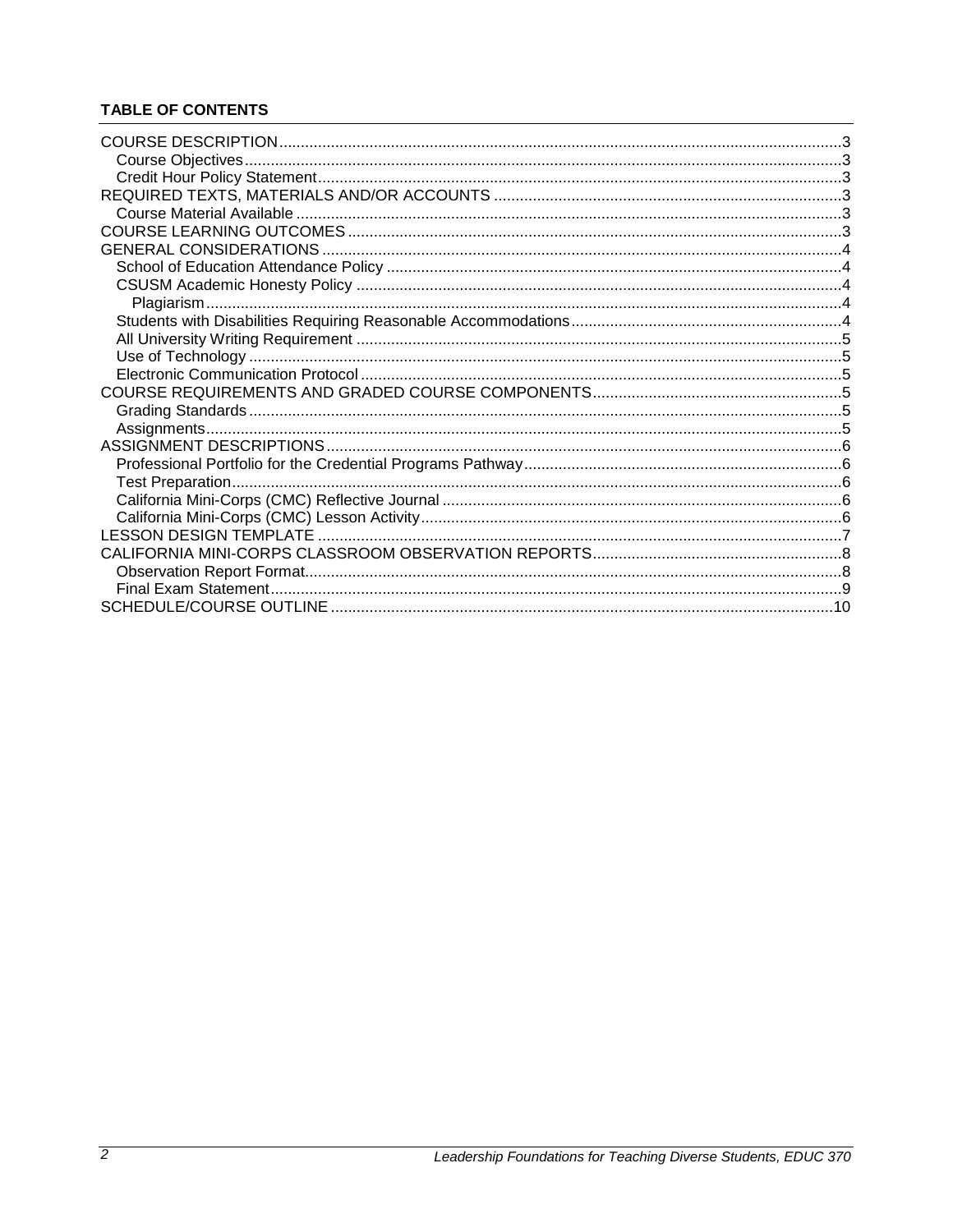**TABLE OF CONTENTS**

- COURSE DESCRIPTION ... 3
  - Course Objectives ... 3
  - Credit Hour Policy Statement ... 3
- REQUIRED TEXTS, MATERIALS AND/OR ACCOUNTS ... 3
  - Course Material Available ... 3
- COURSE LEARNING OUTCOMES ... 3
- GENERAL CONSIDERATIONS ... 4
  - School of Education Attendance Policy ... 4
  - CSUSM Academic Honesty Policy ... 4
    - Plagiarism ... 4
  - Students with Disabilities Requiring Reasonable Accommodations ... 4
  - All University Writing Requirement ... 5
  - Use of Technology ... 5
  - Electronic Communication Protocol ... 5
- COURSE REQUIREMENTS AND GRADED COURSE COMPONENTS ... 5
  - Grading Standards ... 5
  - Assignments ... 5
- ASSIGNMENT DESCRIPTIONS ... 6
  - Professional Portfolio for the Credential Programs Pathway ... 6
  - Test Preparation ... 6
  - California Mini-Corps (CMC) Reflective Journal ... 6
  - California Mini-Corps (CMC) Lesson Activity ... 6
- LESSON DESIGN TEMPLATE ... 7
- CALIFORNIA MINI-CORPS CLASSROOM OBSERVATION REPORTS ... 8
  - Observation Report Format ... 8
  - Final Exam Statement ... 9
- SCHEDULE/COURSE OUTLINE ... 10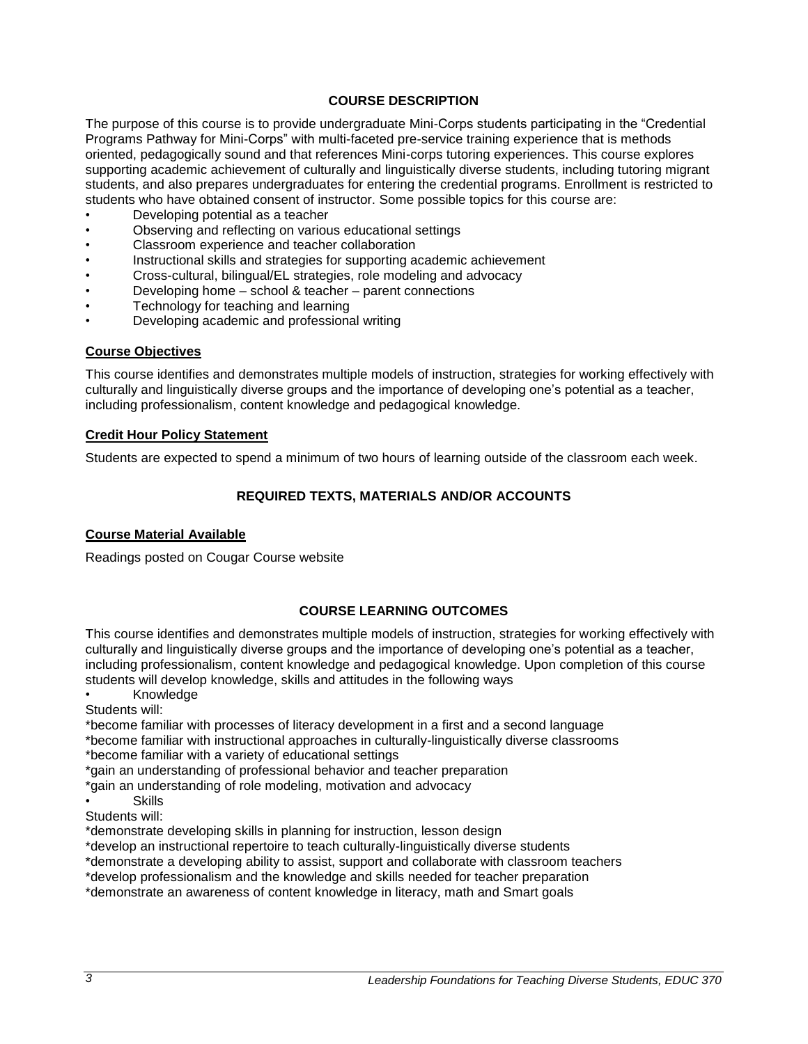## COURSE DESCRIPTION

The purpose of this course is to provide undergraduate Mini-Corps students participating in the "Credential Programs Pathway for Mini-Corps" with multi-faceted pre-service training experience that is methods oriented, pedagogically sound and that references Mini-corps tutoring experiences. This course explores supporting academic achievement of culturally and linguistically diverse students, including tutoring migrant students, and also prepares undergraduates for entering the credential programs. Enrollment is restricted to students who have obtained consent of instructor. Some possible topics for this course are:

- Developing potential as a teacher
- Observing and reflecting on various educational settings
- Classroom experience and teacher collaboration
- Instructional skills and strategies for supporting academic achievement
- Cross-cultural, bilingual/EL strategies, role modeling and advocacy
- Developing home – school & teacher – parent connections
- Technology for teaching and learning
- Developing academic and professional writing

### Course Objectives

This course identifies and demonstrates multiple models of instruction, strategies for working effectively with culturally and linguistically diverse groups and the importance of developing one's potential as a teacher, including professionalism, content knowledge and pedagogical knowledge.

### Credit Hour Policy Statement

Students are expected to spend a minimum of two hours of learning outside of the classroom each week.

## REQUIRED TEXTS, MATERIALS AND/OR ACCOUNTS

### Course Material Available

Readings posted on Cougar Course website

## COURSE LEARNING OUTCOMES

This course identifies and demonstrates multiple models of instruction, strategies for working effectively with culturally and linguistically diverse groups and the importance of developing one's potential as a teacher, including professionalism, content knowledge and pedagogical knowledge. Upon completion of this course students will develop knowledge, skills and attitudes in the following ways

- Knowledge

Students will:

*become familiar with processes of literacy development in a first and a second language
*become familiar with instructional approaches in culturally-linguistically diverse classrooms
*become familiar with a variety of educational settings
*gain an understanding of professional behavior and teacher preparation
*gain an understanding of role modeling, motivation and advocacy

- Skills

Students will:

*demonstrate developing skills in planning for instruction, lesson design
*develop an instructional repertoire to teach culturally-linguistically diverse students
*demonstrate a developing ability to assist, support and collaborate with classroom teachers
*develop professionalism and the knowledge and skills needed for teacher preparation
*demonstrate an awareness of content knowledge in literacy, math and Smart goals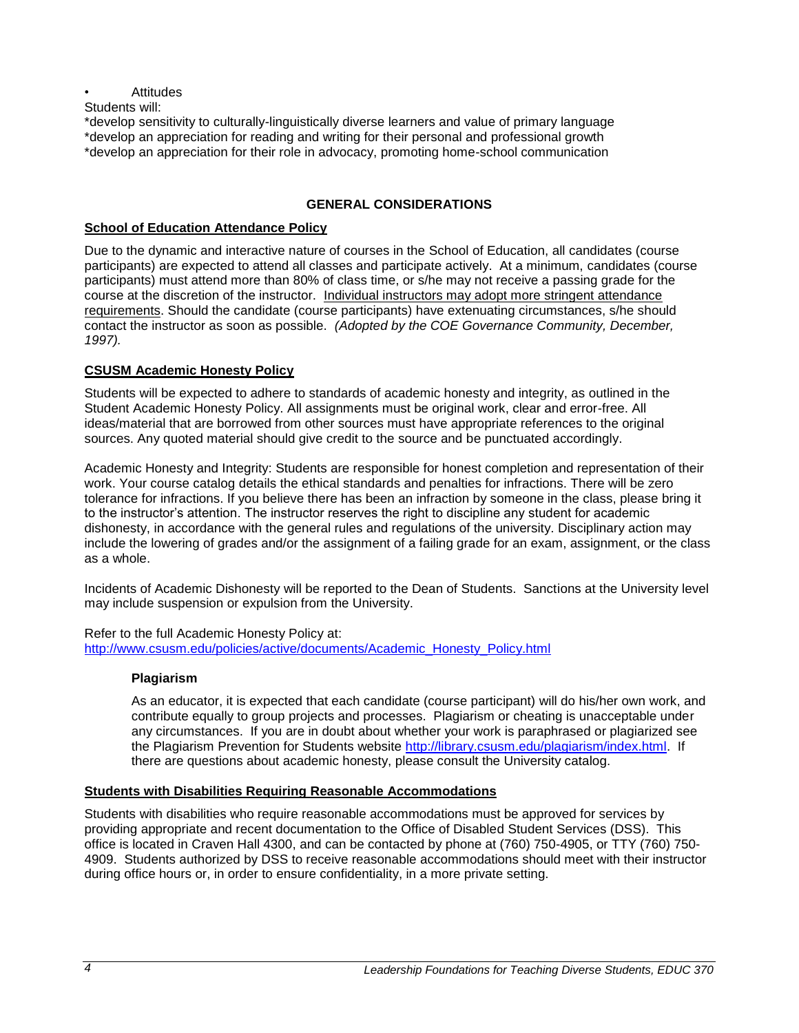• Attitudes

Students will:

*develop sensitivity to culturally-linguistically diverse learners and value of primary language
*develop an appreciation for reading and writing for their personal and professional growth
*develop an appreciation for their role in advocacy, promoting home-school communication

## GENERAL CONSIDERATIONS

### School of Education Attendance Policy

Due to the dynamic and interactive nature of courses in the School of Education, all candidates (course participants) are expected to attend all classes and participate actively. At a minimum, candidates (course participants) must attend more than 80% of class time, or s/he may not receive a passing grade for the course at the discretion of the instructor. Individual instructors may adopt more stringent attendance requirements. Should the candidate (course participants) have extenuating circumstances, s/he should contact the instructor as soon as possible. *(Adopted by the COE Governance Community, December, 1997).*

### CSUSM Academic Honesty Policy

Students will be expected to adhere to standards of academic honesty and integrity, as outlined in the Student Academic Honesty Policy. All assignments must be original work, clear and error-free. All ideas/material that are borrowed from other sources must have appropriate references to the original sources. Any quoted material should give credit to the source and be punctuated accordingly.

Academic Honesty and Integrity: Students are responsible for honest completion and representation of their work. Your course catalog details the ethical standards and penalties for infractions. There will be zero tolerance for infractions. If you believe there has been an infraction by someone in the class, please bring it to the instructor's attention. The instructor reserves the right to discipline any student for academic dishonesty, in accordance with the general rules and regulations of the university. Disciplinary action may include the lowering of grades and/or the assignment of a failing grade for an exam, assignment, or the class as a whole.

Incidents of Academic Dishonesty will be reported to the Dean of Students. Sanctions at the University level may include suspension or expulsion from the University.

Refer to the full Academic Honesty Policy at:
http://www.csusm.edu/policies/active/documents/Academic_Honesty_Policy.html

#### Plagiarism

As an educator, it is expected that each candidate (course participant) will do his/her own work, and contribute equally to group projects and processes. Plagiarism or cheating is unacceptable under any circumstances. If you are in doubt about whether your work is paraphrased or plagiarized see the Plagiarism Prevention for Students website http://library.csusm.edu/plagiarism/index.html. If there are questions about academic honesty, please consult the University catalog.

### Students with Disabilities Requiring Reasonable Accommodations

Students with disabilities who require reasonable accommodations must be approved for services by providing appropriate and recent documentation to the Office of Disabled Student Services (DSS). This office is located in Craven Hall 4300, and can be contacted by phone at (760) 750-4905, or TTY (760) 750-4909. Students authorized by DSS to receive reasonable accommodations should meet with their instructor during office hours or, in order to ensure confidentiality, in a more private setting.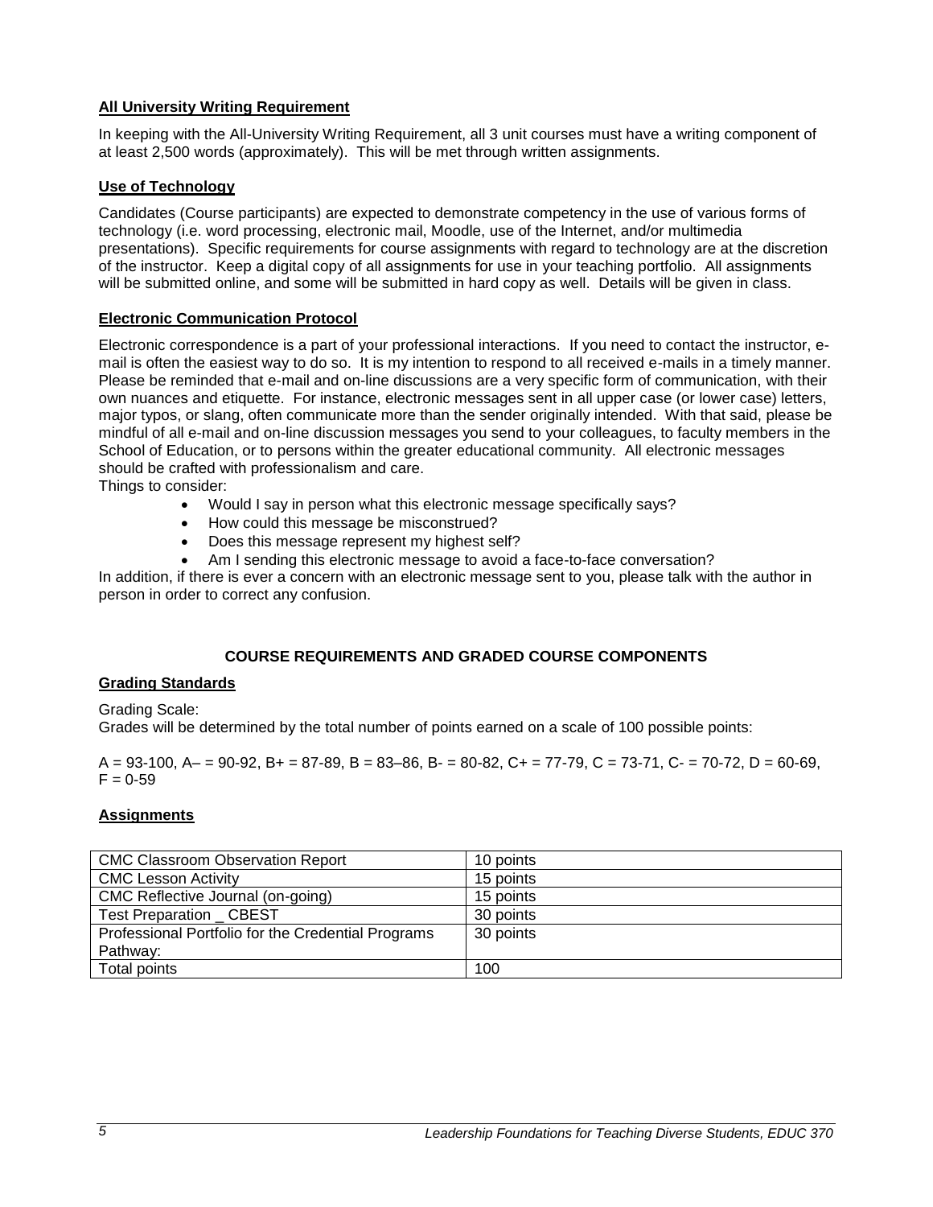**All University Writing Requirement**

In keeping with the All-University Writing Requirement, all 3 unit courses must have a writing component of at least 2,500 words (approximately). This will be met through written assignments.

**Use of Technology**

Candidates (Course participants) are expected to demonstrate competency in the use of various forms of technology (i.e. word processing, electronic mail, Moodle, use of the Internet, and/or multimedia presentations). Specific requirements for course assignments with regard to technology are at the discretion of the instructor. Keep a digital copy of all assignments for use in your teaching portfolio. All assignments will be submitted online, and some will be submitted in hard copy as well. Details will be given in class.

**Electronic Communication Protocol**

Electronic correspondence is a part of your professional interactions. If you need to contact the instructor, e-mail is often the easiest way to do so. It is my intention to respond to all received e-mails in a timely manner. Please be reminded that e-mail and on-line discussions are a very specific form of communication, with their own nuances and etiquette. For instance, electronic messages sent in all upper case (or lower case) letters, major typos, or slang, often communicate more than the sender originally intended. With that said, please be mindful of all e-mail and on-line discussion messages you send to your colleagues, to faculty members in the School of Education, or to persons within the greater educational community. All electronic messages should be crafted with professionalism and care.

Things to consider:

- Would I say in person what this electronic message specifically says?
- How could this message be misconstrued?
- Does this message represent my highest self?
- Am I sending this electronic message to avoid a face-to-face conversation?

In addition, if there is ever a concern with an electronic message sent to you, please talk with the author in person in order to correct any confusion.

## COURSE REQUIREMENTS AND GRADED COURSE COMPONENTS

**Grading Standards**

Grading Scale:
Grades will be determined by the total number of points earned on a scale of 100 possible points:

A = 93-100, A– = 90-92, B+ = 87-89, B = 83–86, B- = 80-82, C+ = 77-79, C = 73-71, C- = 70-72, D = 60-69, F = 0-59

**Assignments**

| Assignment | Points |
|---|---|
| CMC Classroom Observation Report | 10 points |
| CMC Lesson Activity | 15 points |
| CMC Reflective Journal (on-going) | 15 points |
| Test Preparation _ CBEST | 30 points |
| Professional Portfolio for the Credential Programs Pathway: | 30 points |
| Total points | 100 |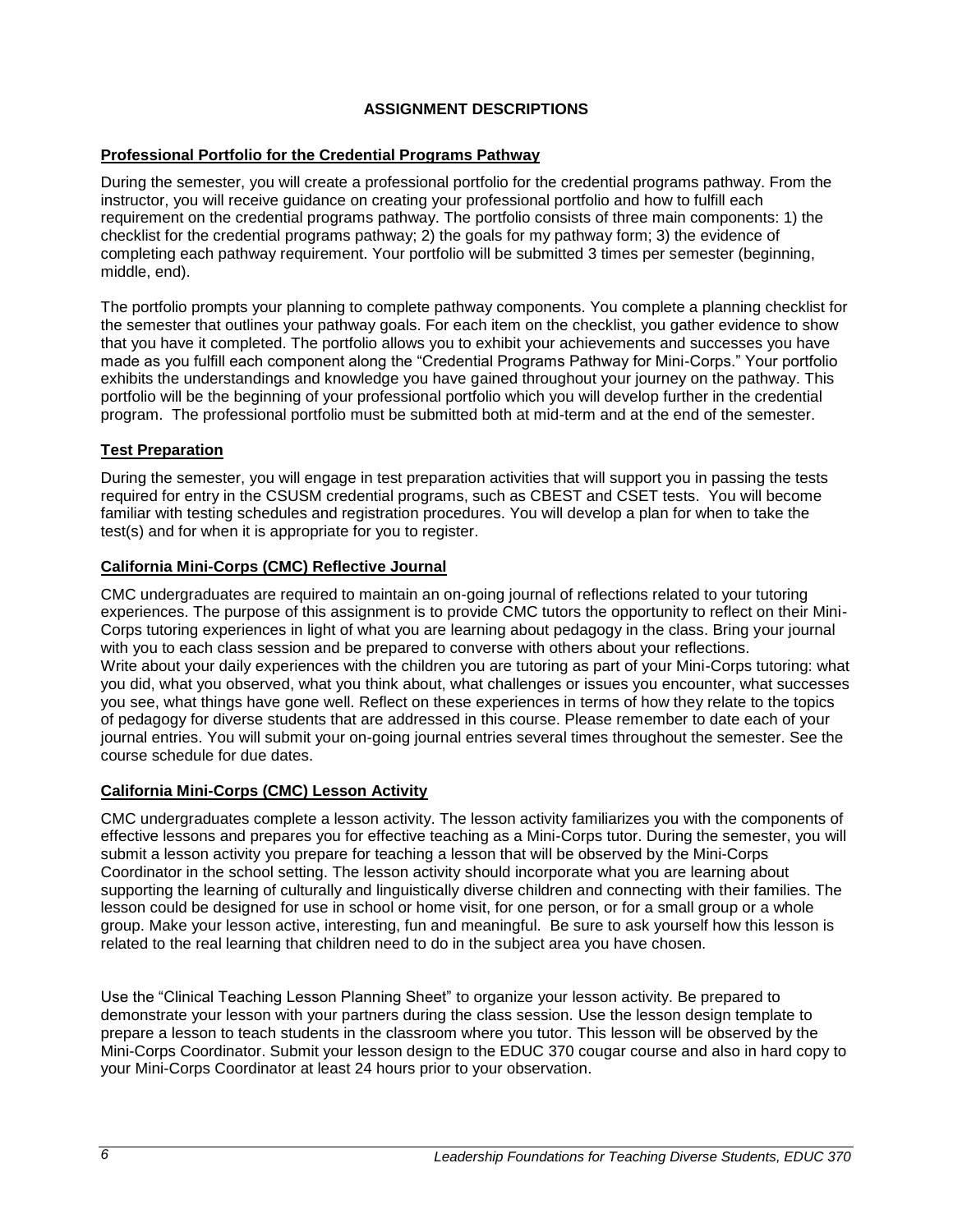## ASSIGNMENT DESCRIPTIONS

### Professional Portfolio for the Credential Programs Pathway

During the semester, you will create a professional portfolio for the credential programs pathway. From the instructor, you will receive guidance on creating your professional portfolio and how to fulfill each requirement on the credential programs pathway. The portfolio consists of three main components: 1) the checklist for the credential programs pathway; 2) the goals for my pathway form; 3) the evidence of completing each pathway requirement. Your portfolio will be submitted 3 times per semester (beginning, middle, end).

The portfolio prompts your planning to complete pathway components. You complete a planning checklist for the semester that outlines your pathway goals. For each item on the checklist, you gather evidence to show that you have it completed. The portfolio allows you to exhibit your achievements and successes you have made as you fulfill each component along the "Credential Programs Pathway for Mini-Corps." Your portfolio exhibits the understandings and knowledge you have gained throughout your journey on the pathway. This portfolio will be the beginning of your professional portfolio which you will develop further in the credential program. The professional portfolio must be submitted both at mid-term and at the end of the semester.

### Test Preparation

During the semester, you will engage in test preparation activities that will support you in passing the tests required for entry in the CSUSM credential programs, such as CBEST and CSET tests. You will become familiar with testing schedules and registration procedures. You will develop a plan for when to take the test(s) and for when it is appropriate for you to register.

### California Mini-Corps (CMC) Reflective Journal

CMC undergraduates are required to maintain an on-going journal of reflections related to your tutoring experiences. The purpose of this assignment is to provide CMC tutors the opportunity to reflect on their Mini-Corps tutoring experiences in light of what you are learning about pedagogy in the class. Bring your journal with you to each class session and be prepared to converse with others about your reflections.
Write about your daily experiences with the children you are tutoring as part of your Mini-Corps tutoring: what you did, what you observed, what you think about, what challenges or issues you encounter, what successes you see, what things have gone well. Reflect on these experiences in terms of how they relate to the topics of pedagogy for diverse students that are addressed in this course. Please remember to date each of your journal entries. You will submit your on-going journal entries several times throughout the semester. See the course schedule for due dates.

### California Mini-Corps (CMC) Lesson Activity

CMC undergraduates complete a lesson activity. The lesson activity familiarizes you with the components of effective lessons and prepares you for effective teaching as a Mini-Corps tutor. During the semester, you will submit a lesson activity you prepare for teaching a lesson that will be observed by the Mini-Corps Coordinator in the school setting. The lesson activity should incorporate what you are learning about supporting the learning of culturally and linguistically diverse children and connecting with their families. The lesson could be designed for use in school or home visit, for one person, or for a small group or a whole group. Make your lesson active, interesting, fun and meaningful. Be sure to ask yourself how this lesson is related to the real learning that children need to do in the subject area you have chosen.

Use the "Clinical Teaching Lesson Planning Sheet" to organize your lesson activity. Be prepared to demonstrate your lesson with your partners during the class session. Use the lesson design template to prepare a lesson to teach students in the classroom where you tutor. This lesson will be observed by the Mini-Corps Coordinator. Submit your lesson design to the EDUC 370 cougar course and also in hard copy to your Mini-Corps Coordinator at least 24 hours prior to your observation.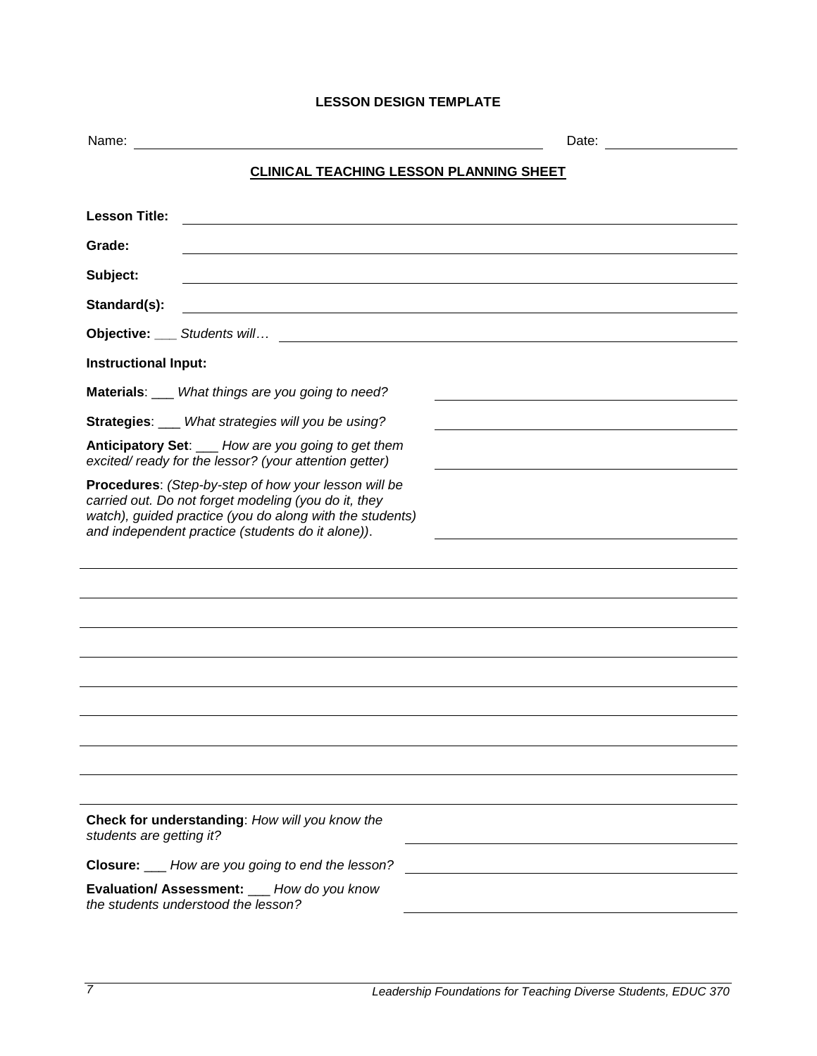**LESSON DESIGN TEMPLATE**

Name: ______________________________________________ Date: ______________

**CLINICAL TEACHING LESSON PLANNING SHEET**

**Lesson Title:** ______________________________________________

**Grade:** ______________________________________________

**Subject:** ______________________________________________

**Standard(s):** ______________________________________________

**Objective:** ___ *Students will…* ______________________________________________

**Instructional Input:**

**Materials**: ___ *What things are you going to need?* ______________________

**Strategies**: ___ *What strategies will you be using?* ______________________

**Anticipatory Set**: ___ *How are you going to get them excited/ ready for the lessor? (your attention getter)* ______________________

**Procedures**: *(Step-by-step of how your lesson will be carried out. Do not forget modeling (you do it, they watch), guided practice (you do along with the students) and independent practice (students do it alone))*. ______________________

______________________________________________

______________________________________________

______________________________________________

______________________________________________

______________________________________________

______________________________________________

______________________________________________

______________________________________________

______________________________________________

**Check for understanding**: *How will you know the students are getting it?* ______________________

**Closure:** ___ *How are you going to end the lesson?* ______________________

**Evaluation/ Assessment:** ___ *How do you know the students understood the lesson?* ______________________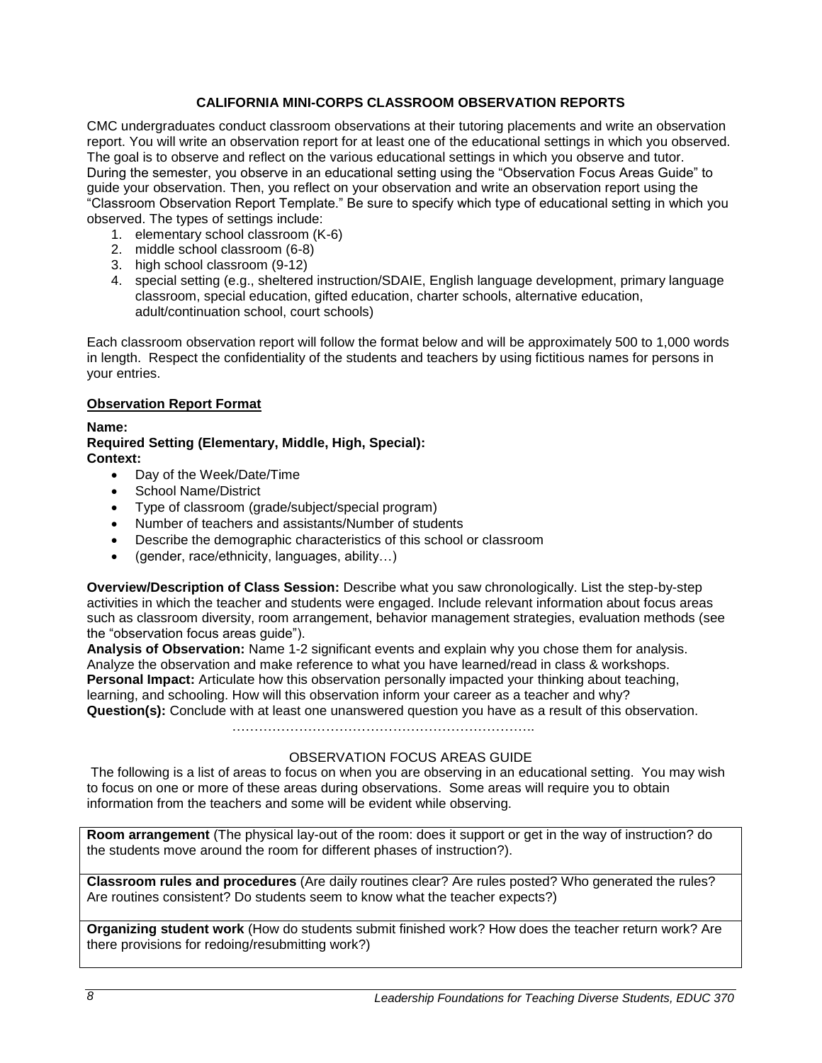## CALIFORNIA MINI-CORPS CLASSROOM OBSERVATION REPORTS

CMC undergraduates conduct classroom observations at their tutoring placements and write an observation report. You will write an observation report for at least one of the educational settings in which you observed. The goal is to observe and reflect on the various educational settings in which you observe and tutor. During the semester, you observe in an educational setting using the "Observation Focus Areas Guide" to guide your observation. Then, you reflect on your observation and write an observation report using the "Classroom Observation Report Template." Be sure to specify which type of educational setting in which you observed. The types of settings include:

1. elementary school classroom (K-6)
2. middle school classroom (6-8)
3. high school classroom (9-12)
4. special setting (e.g., sheltered instruction/SDAIE, English language development, primary language classroom, special education, gifted education, charter schools, alternative education, adult/continuation school, court schools)

Each classroom observation report will follow the format below and will be approximately 500 to 1,000 words in length. Respect the confidentiality of the students and teachers by using fictitious names for persons in your entries.

**Observation Report Format**

**Name:**
**Required Setting (Elementary, Middle, High, Special):**
**Context:**

- Day of the Week/Date/Time
- School Name/District
- Type of classroom (grade/subject/special program)
- Number of teachers and assistants/Number of students
- Describe the demographic characteristics of this school or classroom
- (gender, race/ethnicity, languages, ability…)

**Overview/Description of Class Session:** Describe what you saw chronologically. List the step-by-step activities in which the teacher and students were engaged. Include relevant information about focus areas such as classroom diversity, room arrangement, behavior management strategies, evaluation methods (see the "observation focus areas guide").
**Analysis of Observation:** Name 1-2 significant events and explain why you chose them for analysis. Analyze the observation and make reference to what you have learned/read in class & workshops.
**Personal Impact:** Articulate how this observation personally impacted your thinking about teaching, learning, and schooling. How will this observation inform your career as a teacher and why?
**Question(s):** Conclude with at least one unanswered question you have as a result of this observation.

…………………………………………………………..

### OBSERVATION FOCUS AREAS GUIDE

The following is a list of areas to focus on when you are observing in an educational setting. You may wish to focus on one or more of these areas during observations. Some areas will require you to obtain information from the teachers and some will be evident while observing.

| |
|---|
| **Room arrangement** (The physical lay-out of the room: does it support or get in the way of instruction? do the students move around the room for different phases of instruction?). |
| **Classroom rules and procedures** (Are daily routines clear? Are rules posted? Who generated the rules? Are routines consistent? Do students seem to know what the teacher expects?) |
| **Organizing student work** (How do students submit finished work? How does the teacher return work? Are there provisions for redoing/resubmitting work?) |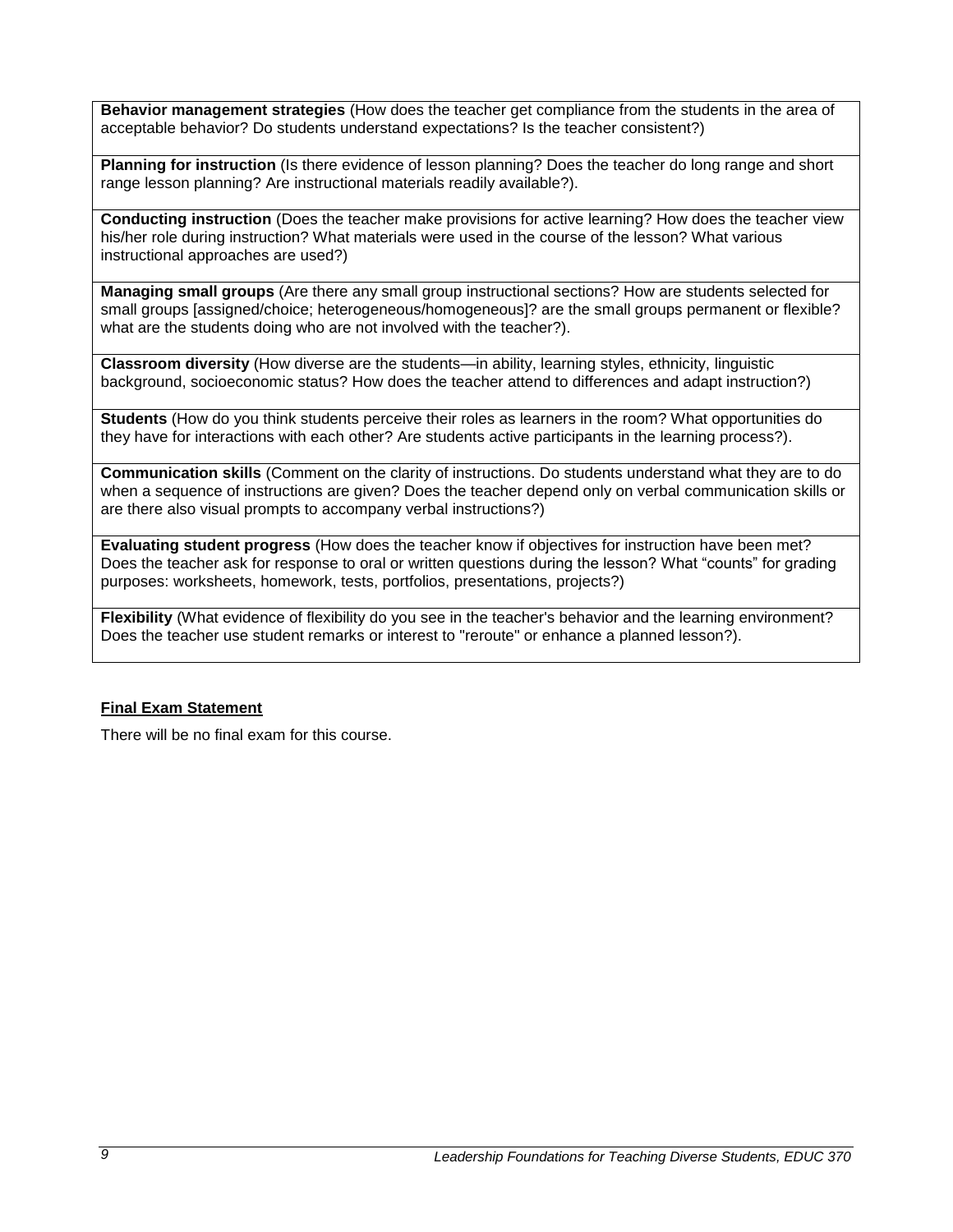| |
|---|
| **Behavior management strategies** (How does the teacher get compliance from the students in the area of acceptable behavior? Do students understand expectations? Is the teacher consistent?) |
| **Planning for instruction** (Is there evidence of lesson planning? Does the teacher do long range and short range lesson planning? Are instructional materials readily available?). |
| **Conducting instruction** (Does the teacher make provisions for active learning? How does the teacher view his/her role during instruction? What materials were used in the course of the lesson? What various instructional approaches are used?) |
| **Managing small groups** (Are there any small group instructional sections? How are students selected for small groups [assigned/choice; heterogeneous/homogeneous]? are the small groups permanent or flexible? what are the students doing who are not involved with the teacher?). |
| **Classroom diversity** (How diverse are the students—in ability, learning styles, ethnicity, linguistic background, socioeconomic status? How does the teacher attend to differences and adapt instruction?) |
| **Students** (How do you think students perceive their roles as learners in the room? What opportunities do they have for interactions with each other? Are students active participants in the learning process?). |
| **Communication skills** (Comment on the clarity of instructions. Do students understand what they are to do when a sequence of instructions are given? Does the teacher depend only on verbal communication skills or are there also visual prompts to accompany verbal instructions?) |
| **Evaluating student progress** (How does the teacher know if objectives for instruction have been met? Does the teacher ask for response to oral or written questions during the lesson? What "counts" for grading purposes: worksheets, homework, tests, portfolios, presentations, projects?) |
| **Flexibility** (What evidence of flexibility do you see in the teacher's behavior and the learning environment? Does the teacher use student remarks or interest to "reroute" or enhance a planned lesson?). |

## Final Exam Statement

There will be no final exam for this course.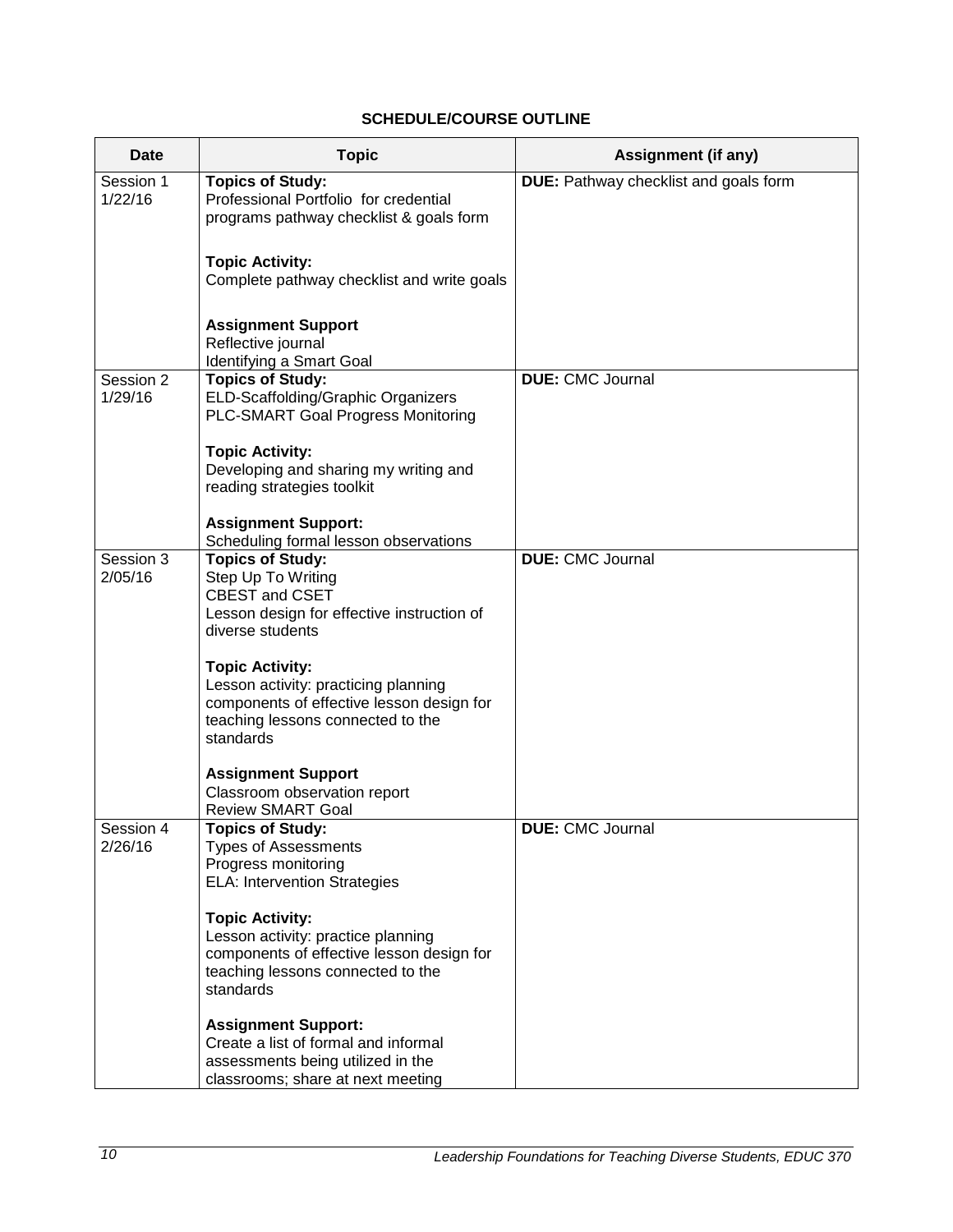### SCHEDULE/COURSE OUTLINE

| Date | Topic | Assignment (if any) |
|---|---|---|
| Session 1 1/22/16 | **Topics of Study:**<br>Professional Portfolio for credential programs pathway checklist & goals form<br><br>**Topic Activity:**<br>Complete pathway checklist and write goals<br><br>**Assignment Support**<br>Reflective journal<br>Identifying a Smart Goal | **DUE:** Pathway checklist and goals form |
| Session 2 1/29/16 | **Topics of Study:**<br>ELD-Scaffolding/Graphic Organizers<br>PLC-SMART Goal Progress Monitoring<br><br>**Topic Activity:**<br>Developing and sharing my writing and reading strategies toolkit<br><br>**Assignment Support:**<br>Scheduling formal lesson observations | **DUE:** CMC Journal |
| Session 3 2/05/16 | **Topics of Study:**<br>Step Up To Writing<br>CBEST and CSET<br>Lesson design for effective instruction of diverse students<br><br>**Topic Activity:**<br>Lesson activity: practicing planning components of effective lesson design for teaching lessons connected to the standards<br><br>**Assignment Support**<br>Classroom observation report<br>Review SMART Goal | **DUE:** CMC Journal |
| Session 4 2/26/16 | **Topics of Study:**<br>Types of Assessments<br>Progress monitoring<br>ELA: Intervention Strategies<br><br>**Topic Activity:**<br>Lesson activity: practice planning components of effective lesson design for teaching lessons connected to the standards<br><br>**Assignment Support:**<br>Create a list of formal and informal assessments being utilized in the classrooms; share at next meeting | **DUE:** CMC Journal |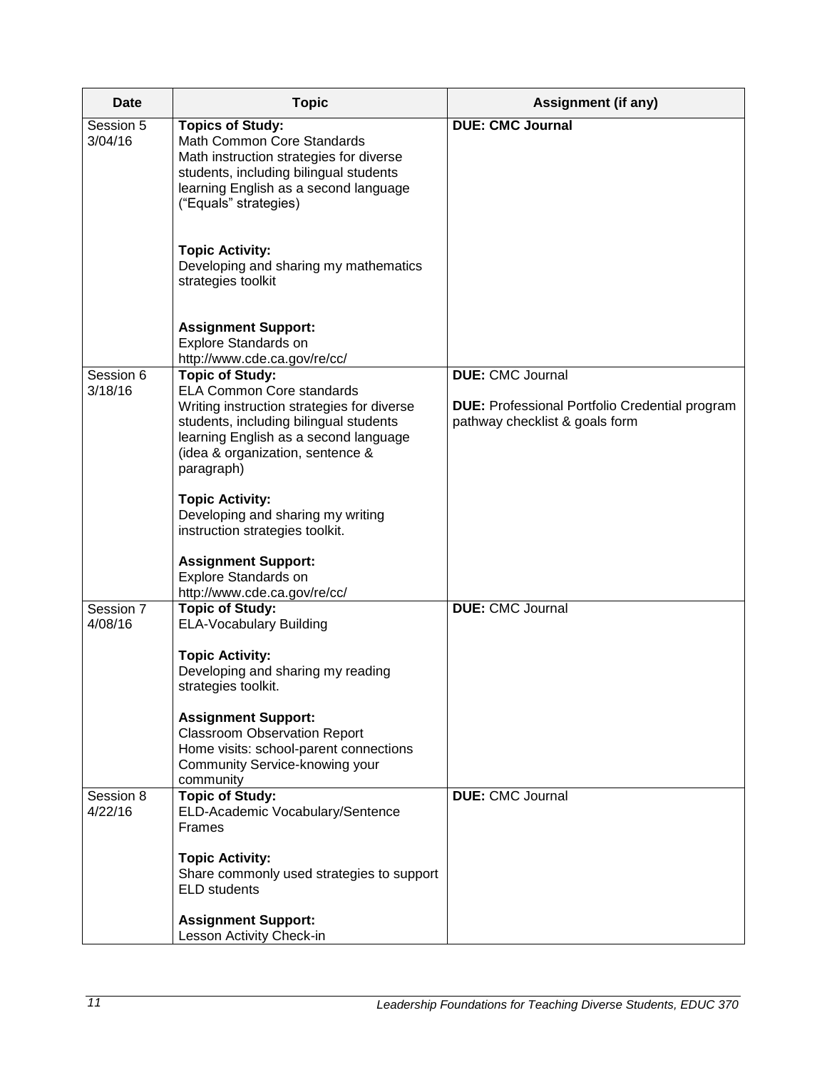| Date | Topic | Assignment (if any) |
|---|---|---|
| Session 5 3/04/16 | **Topics of Study:** Math Common Core Standards Math instruction strategies for diverse students, including bilingual students learning English as a second language ("Equals" strategies) <br><br> **Topic Activity:** Developing and sharing my mathematics strategies toolkit <br><br> **Assignment Support:** Explore Standards on http://www.cde.ca.gov/re/cc/ | **DUE: CMC Journal** |
| Session 6 3/18/16 | **Topic of Study:** ELA Common Core standards Writing instruction strategies for diverse students, including bilingual students learning English as a second language (idea & organization, sentence & paragraph) <br><br> **Topic Activity:** Developing and sharing my writing instruction strategies toolkit. <br><br> **Assignment Support:** Explore Standards on http://www.cde.ca.gov/re/cc/ | **DUE:** CMC Journal <br><br> **DUE:** Professional Portfolio Credential program pathway checklist & goals form |
| Session 7 4/08/16 | **Topic of Study:** ELA-Vocabulary Building <br><br> **Topic Activity:** Developing and sharing my reading strategies toolkit. <br><br> **Assignment Support:** Classroom Observation Report Home visits: school-parent connections Community Service-knowing your community | **DUE:** CMC Journal |
| Session 8 4/22/16 | **Topic of Study:** ELD-Academic Vocabulary/Sentence Frames <br><br> **Topic Activity:** Share commonly used strategies to support ELD students <br><br> **Assignment Support:** Lesson Activity Check-in | **DUE:** CMC Journal |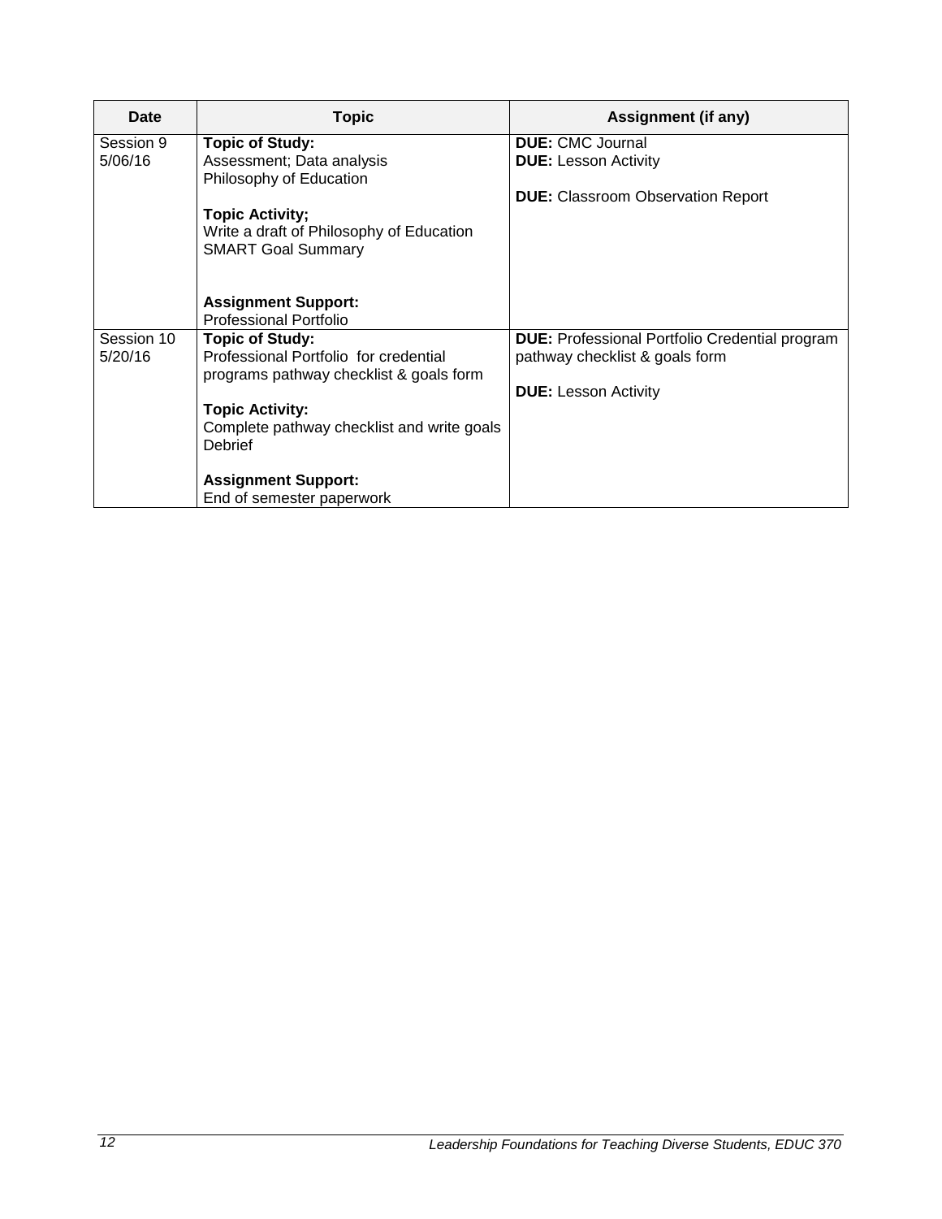| Date | Topic | Assignment (if any) |
|---|---|---|
| Session 9<br>5/06/16 | **Topic of Study:**<br>Assessment; Data analysis<br>Philosophy of Education<br><br>**Topic Activity;**<br>Write a draft of Philosophy of Education<br>SMART Goal Summary<br><br>**Assignment Support:**<br>Professional Portfolio | **DUE:** CMC Journal<br>**DUE:** Lesson Activity<br><br>**DUE:** Classroom Observation Report |
| Session 10<br>5/20/16 | **Topic of Study:**<br>Professional Portfolio for credential programs pathway checklist & goals form<br><br>**Topic Activity:**<br>Complete pathway checklist and write goals<br>Debrief<br><br>**Assignment Support:**<br>End of semester paperwork | **DUE:** Professional Portfolio Credential program pathway checklist & goals form<br><br>**DUE:** Lesson Activity |